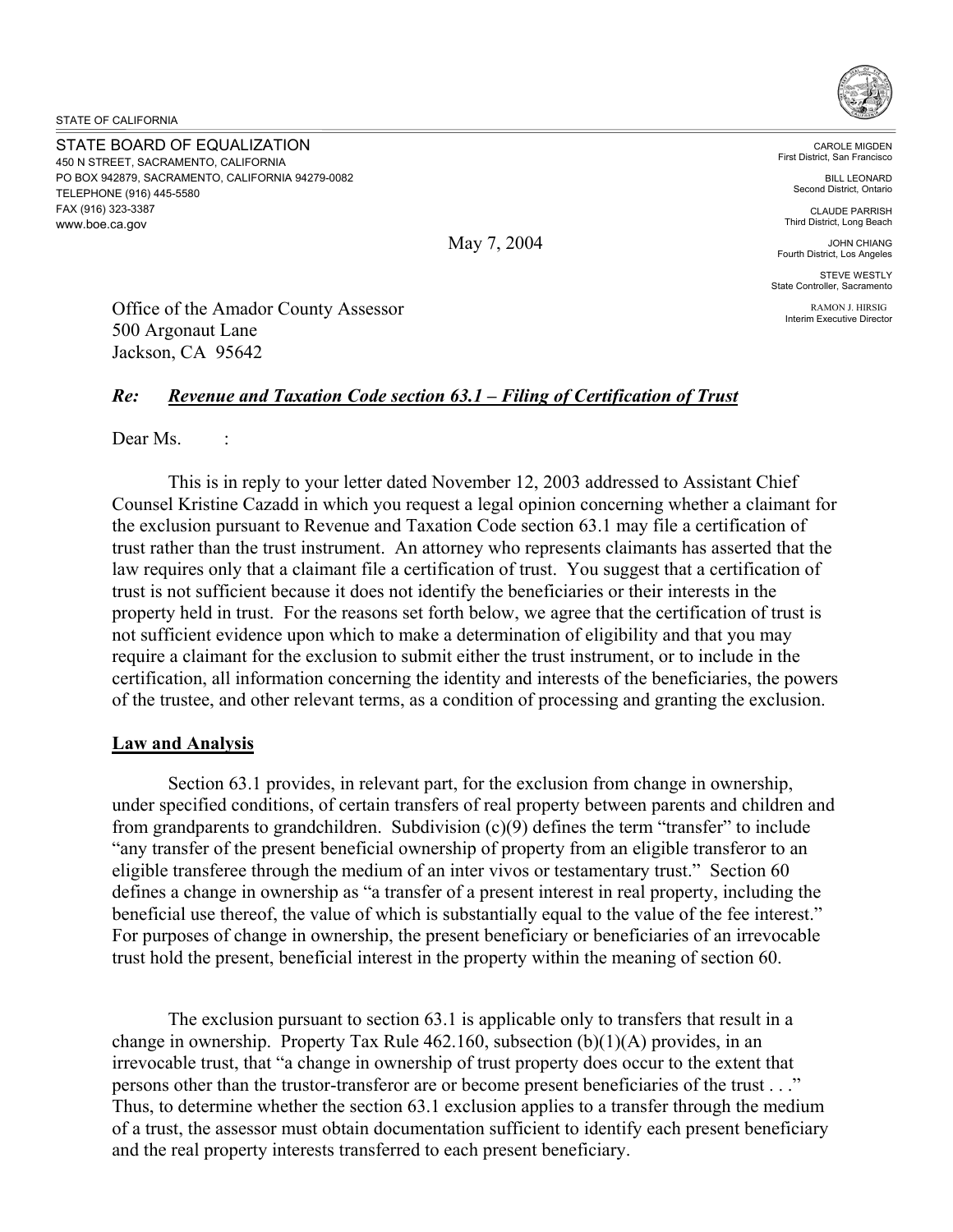STATE OF CALIFORNIA

STATE BOARD OF EQUALIZATION
450 N STREET, SACRAMENTO, CALIFORNIA
PO BOX 942879, SACRAMENTO, CALIFORNIA 94279-0082
TELEPHONE (916) 445-5580
FAX (916) 323-3387
www.boe.ca.gov

CAROLE MIGDEN
First District, San Francisco

BILL LEONARD
Second District, Ontario

CLAUDE PARRISH
Third District, Long Beach

JOHN CHIANG
Fourth District, Los Angeles

STEVE WESTLY
State Controller, Sacramento

RAMON J. HIRSIG
Interim Executive Director

May 7, 2004

Office of the Amador County Assessor
500 Argonaut Lane
Jackson, CA 95642

***Re: Revenue and Taxation Code section 63.1 – Filing of Certification of Trust***

Dear Ms. :

This is in reply to your letter dated November 12, 2003 addressed to Assistant Chief Counsel Kristine Cazadd in which you request a legal opinion concerning whether a claimant for the exclusion pursuant to Revenue and Taxation Code section 63.1 may file a certification of trust rather than the trust instrument. An attorney who represents claimants has asserted that the law requires only that a claimant file a certification of trust. You suggest that a certification of trust is not sufficient because it does not identify the beneficiaries or their interests in the property held in trust. For the reasons set forth below, we agree that the certification of trust is not sufficient evidence upon which to make a determination of eligibility and that you may require a claimant for the exclusion to submit either the trust instrument, or to include in the certification, all information concerning the identity and interests of the beneficiaries, the powers of the trustee, and other relevant terms, as a condition of processing and granting the exclusion.

**Law and Analysis**

Section 63.1 provides, in relevant part, for the exclusion from change in ownership, under specified conditions, of certain transfers of real property between parents and children and from grandparents to grandchildren. Subdivision (c)(9) defines the term "transfer" to include "any transfer of the present beneficial ownership of property from an eligible transferor to an eligible transferee through the medium of an inter vivos or testamentary trust." Section 60 defines a change in ownership as "a transfer of a present interest in real property, including the beneficial use thereof, the value of which is substantially equal to the value of the fee interest." For purposes of change in ownership, the present beneficiary or beneficiaries of an irrevocable trust hold the present, beneficial interest in the property within the meaning of section 60.

The exclusion pursuant to section 63.1 is applicable only to transfers that result in a change in ownership. Property Tax Rule 462.160, subsection (b)(1)(A) provides, in an irrevocable trust, that "a change in ownership of trust property does occur to the extent that persons other than the trustor-transferor are or become present beneficiaries of the trust . . ." Thus, to determine whether the section 63.1 exclusion applies to a transfer through the medium of a trust, the assessor must obtain documentation sufficient to identify each present beneficiary and the real property interests transferred to each present beneficiary.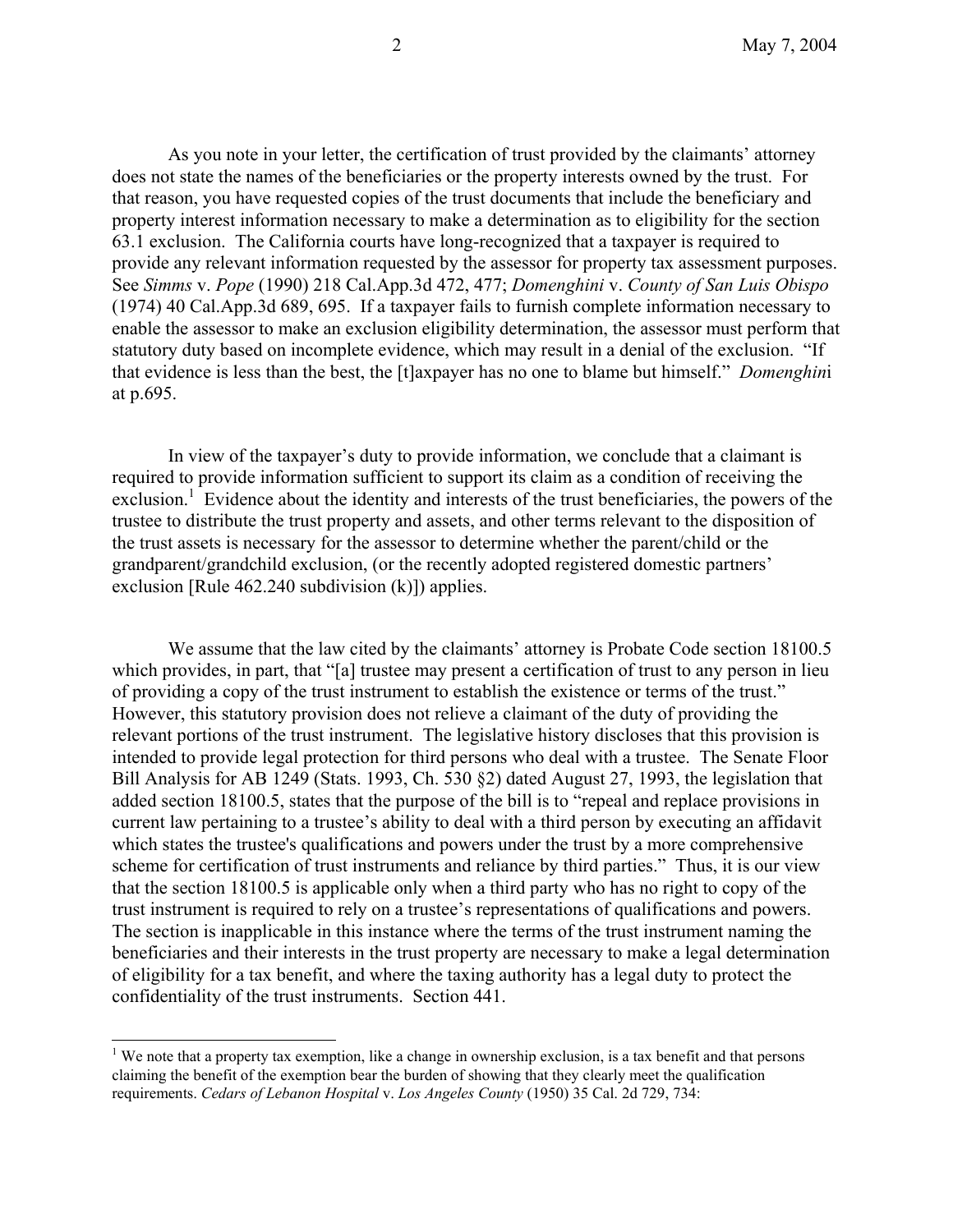As you note in your letter, the certification of trust provided by the claimants' attorney does not state the names of the beneficiaries or the property interests owned by the trust. For that reason, you have requested copies of the trust documents that include the beneficiary and property interest information necessary to make a determination as to eligibility for the section 63.1 exclusion. The California courts have long-recognized that a taxpayer is required to provide any relevant information requested by the assessor for property tax assessment purposes. See *Simms* v. *Pope* (1990) 218 Cal.App.3d 472, 477; *Domenghini* v. *County of San Luis Obispo* (1974) 40 Cal.App.3d 689, 695. If a taxpayer fails to furnish complete information necessary to enable the assessor to make an exclusion eligibility determination, the assessor must perform that statutory duty based on incomplete evidence, which may result in a denial of the exclusion. "If that evidence is less than the best, the [t]axpayer has no one to blame but himself." *Domenghini* at p.695.

In view of the taxpayer's duty to provide information, we conclude that a claimant is required to provide information sufficient to support its claim as a condition of receiving the exclusion.[1] Evidence about the identity and interests of the trust beneficiaries, the powers of the trustee to distribute the trust property and assets, and other terms relevant to the disposition of the trust assets is necessary for the assessor to determine whether the parent/child or the grandparent/grandchild exclusion, (or the recently adopted registered domestic partners' exclusion [Rule 462.240 subdivision (k)]) applies.

We assume that the law cited by the claimants' attorney is Probate Code section 18100.5 which provides, in part, that "[a] trustee may present a certification of trust to any person in lieu of providing a copy of the trust instrument to establish the existence or terms of the trust." However, this statutory provision does not relieve a claimant of the duty of providing the relevant portions of the trust instrument. The legislative history discloses that this provision is intended to provide legal protection for third persons who deal with a trustee. The Senate Floor Bill Analysis for AB 1249 (Stats. 1993, Ch. 530 §2) dated August 27, 1993, the legislation that added section 18100.5, states that the purpose of the bill is to "repeal and replace provisions in current law pertaining to a trustee's ability to deal with a third person by executing an affidavit which states the trustee's qualifications and powers under the trust by a more comprehensive scheme for certification of trust instruments and reliance by third parties." Thus, it is our view that the section 18100.5 is applicable only when a third party who has no right to copy of the trust instrument is required to rely on a trustee's representations of qualifications and powers. The section is inapplicable in this instance where the terms of the trust instrument naming the beneficiaries and their interests in the trust property are necessary to make a legal determination of eligibility for a tax benefit, and where the taxing authority has a legal duty to protect the confidentiality of the trust instruments. Section 441.

---

[1] We note that a property tax exemption, like a change in ownership exclusion, is a tax benefit and that persons claiming the benefit of the exemption bear the burden of showing that they clearly meet the qualification requirements. *Cedars of Lebanon Hospital* v. *Los Angeles County* (1950) 35 Cal. 2d 729, 734: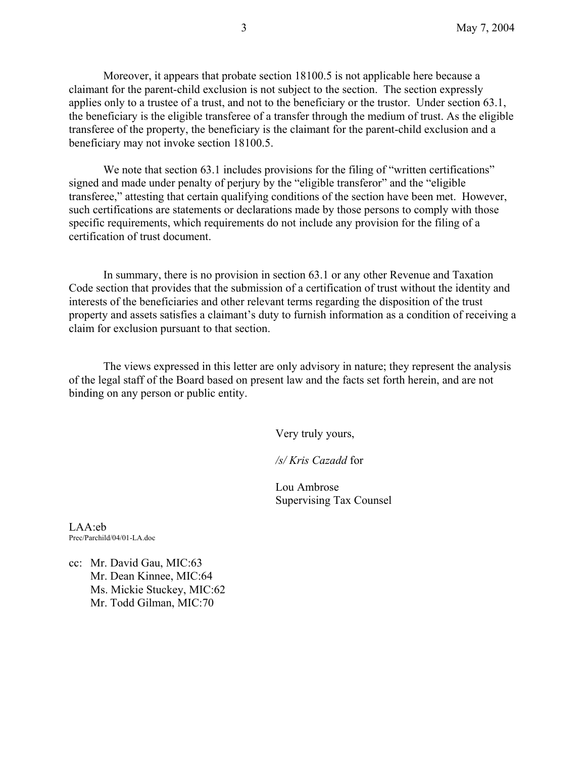Moreover, it appears that probate section 18100.5 is not applicable here because a claimant for the parent-child exclusion is not subject to the section. The section expressly applies only to a trustee of a trust, and not to the beneficiary or the trustor. Under section 63.1, the beneficiary is the eligible transferee of a transfer through the medium of trust. As the eligible transferee of the property, the beneficiary is the claimant for the parent-child exclusion and a beneficiary may not invoke section 18100.5.

We note that section 63.1 includes provisions for the filing of "written certifications" signed and made under penalty of perjury by the "eligible transferor" and the "eligible transferee," attesting that certain qualifying conditions of the section have been met. However, such certifications are statements or declarations made by those persons to comply with those specific requirements, which requirements do not include any provision for the filing of a certification of trust document.

In summary, there is no provision in section 63.1 or any other Revenue and Taxation Code section that provides that the submission of a certification of trust without the identity and interests of the beneficiaries and other relevant terms regarding the disposition of the trust property and assets satisfies a claimant's duty to furnish information as a condition of receiving a claim for exclusion pursuant to that section.

The views expressed in this letter are only advisory in nature; they represent the analysis of the legal staff of the Board based on present law and the facts set forth herein, and are not binding on any person or public entity.

Very truly yours,

*/s/ Kris Cazadd* for

Lou Ambrose
Supervising Tax Counsel

LAA:eb
Prec/Parchild/04/01-LA.doc

cc: Mr. David Gau, MIC:63
Mr. Dean Kinnee, MIC:64
Ms. Mickie Stuckey, MIC:62
Mr. Todd Gilman, MIC:70